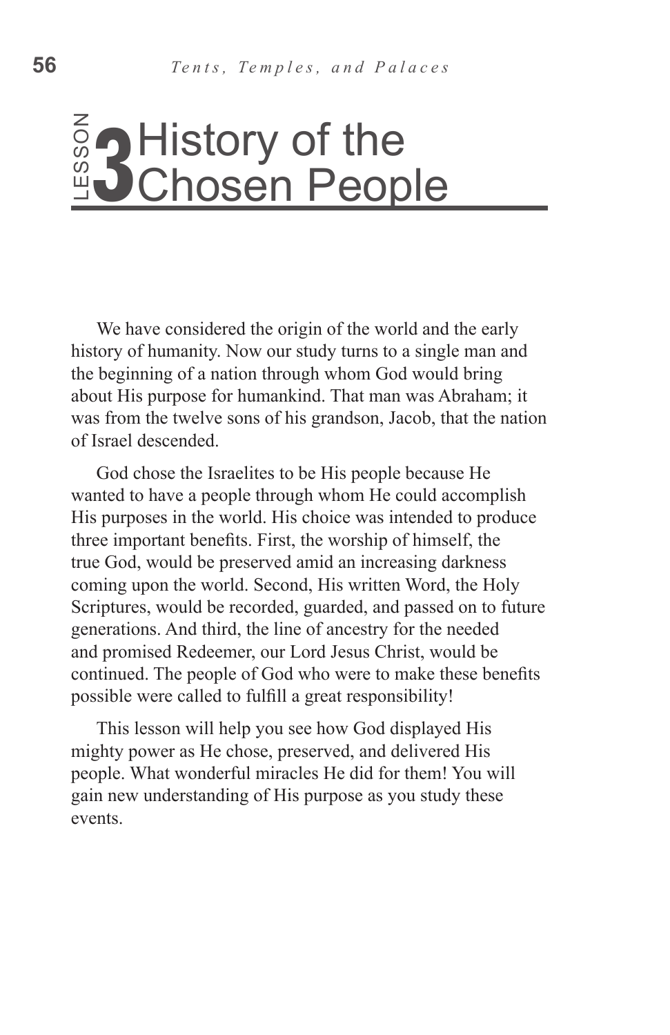# LESSON 3 History of the Chosen People

We have considered the origin of the world and the early history of humanity. Now our study turns to a single man and the beginning of a nation through whom God would bring about His purpose for humankind. That man was Abraham; it was from the twelve sons of his grandson, Jacob, that the nation of Israel descended.

God chose the Israelites to be His people because He wanted to have a people through whom He could accomplish His purposes in the world. His choice was intended to produce three important benefits. First, the worship of himself, the true God, would be preserved amid an increasing darkness coming upon the world. Second, His written Word, the Holy Scriptures, would be recorded, guarded, and passed on to future generations. And third, the line of ancestry for the needed and promised Redeemer, our Lord Jesus Christ, would be continued. The people of God who were to make these benefits possible were called to fulfill a great responsibility!

This lesson will help you see how God displayed His mighty power as He chose, preserved, and delivered His people. What wonderful miracles He did for them! You will gain new understanding of His purpose as you study these events.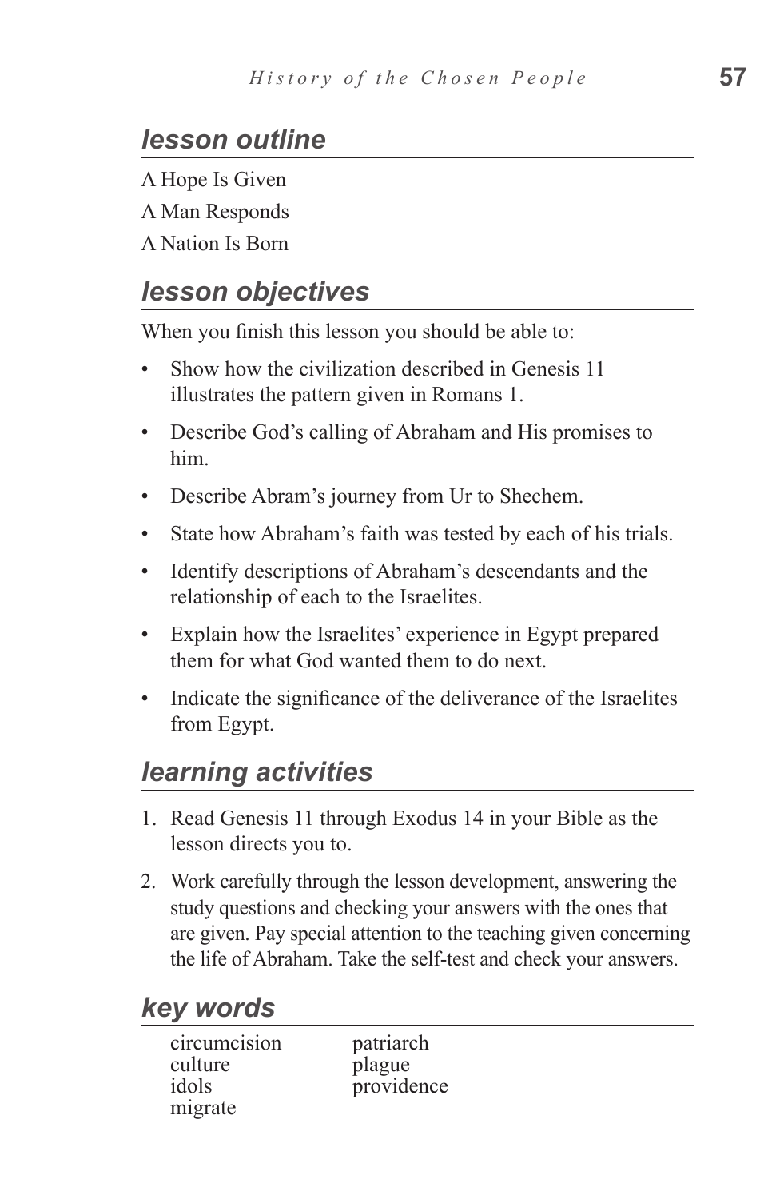## *lesson outline*

A Hope Is Given

A Man Responds

A Nation Is Born

## *lesson objectives*

When you finish this lesson you should be able to:

- Show how the civilization described in Genesis 11 illustrates the pattern given in Romans 1.
- Describe God's calling of Abraham and His promises to him.
- Describe Abram's journey from Ur to Shechem.
- State how Abraham's faith was tested by each of his trials.
- Identify descriptions of Abraham's descendants and the relationship of each to the Israelites.
- Explain how the Israelites' experience in Egypt prepared them for what God wanted them to do next.
- Indicate the significance of the deliverance of the Israelites from Egypt.

## *learning activities*

1. Read Genesis 11 through Exodus 14 in your Bible as the lesson directs you to.
2. Work carefully through the lesson development, answering the study questions and checking your answers with the ones that are given. Pay special attention to the teaching given concerning the life of Abraham. Take the self-test and check your answers.

## *key words*

circumcision
culture
idols
migrate
patriarch
plague
providence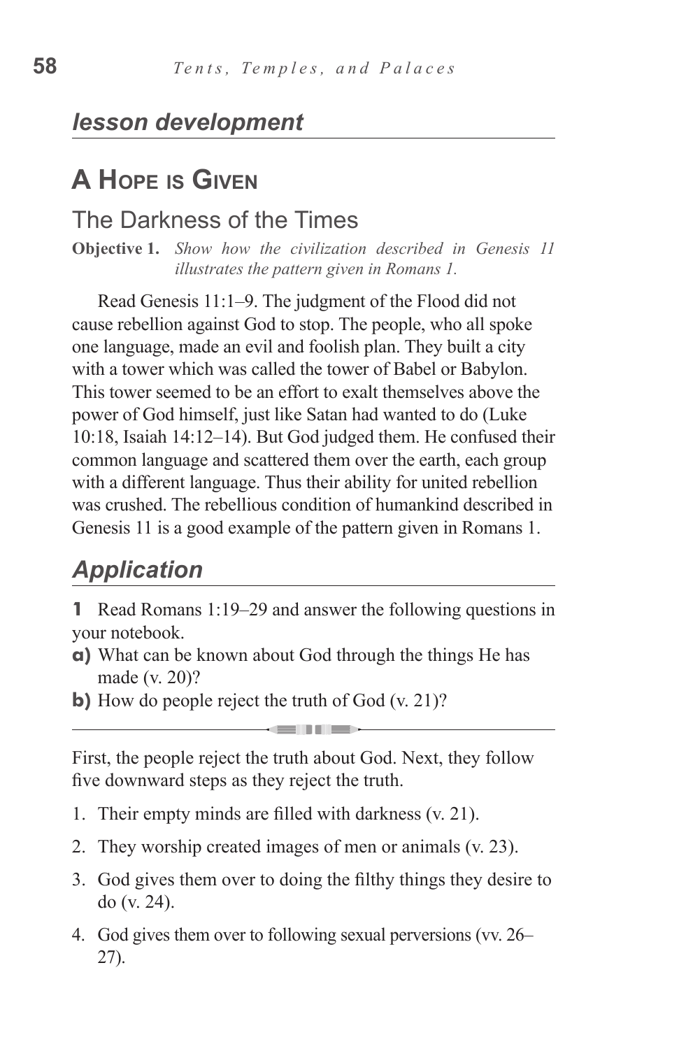## *lesson development*

# A Hope is Given

## The Darkness of the Times

**Objective 1.** *Show how the civilization described in Genesis 11 illustrates the pattern given in Romans 1.*

Read Genesis 11:1–9. The judgment of the Flood did not cause rebellion against God to stop. The people, who all spoke one language, made an evil and foolish plan. They built a city with a tower which was called the tower of Babel or Babylon. This tower seemed to be an effort to exalt themselves above the power of God himself, just like Satan had wanted to do (Luke 10:18, Isaiah 14:12–14). But God judged them. He confused their common language and scattered them over the earth, each group with a different language. Thus their ability for united rebellion was crushed. The rebellious condition of humankind described in Genesis 11 is a good example of the pattern given in Romans 1.

## *Application*

**1** Read Romans 1:19–29 and answer the following questions in your notebook.

**a)** What can be known about God through the things He has made (v. 20)?

**b)** How do people reject the truth of God (v. 21)?

---

First, the people reject the truth about God. Next, they follow five downward steps as they reject the truth.

1. Their empty minds are filled with darkness (v. 21).
2. They worship created images of men or animals (v. 23).
3. God gives them over to doing the filthy things they desire to do (v. 24).
4. God gives them over to following sexual perversions (vv. 26–27).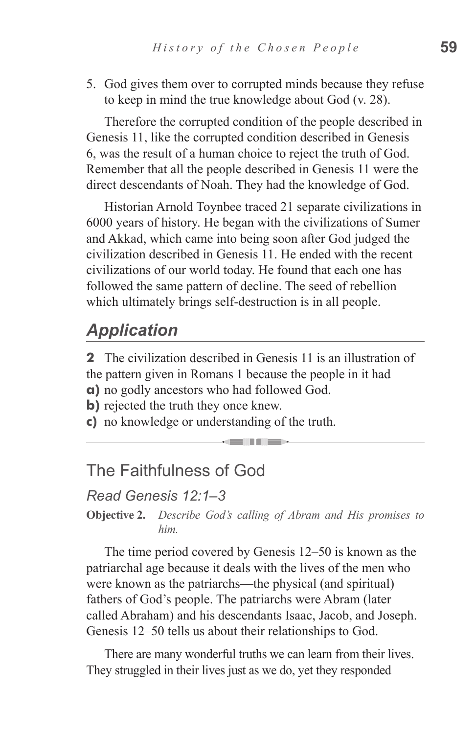5. God gives them over to corrupted minds because they refuse to keep in mind the true knowledge about God (v. 28).

Therefore the corrupted condition of the people described in Genesis 11, like the corrupted condition described in Genesis 6, was the result of a human choice to reject the truth of God. Remember that all the people described in Genesis 11 were the direct descendants of Noah. They had the knowledge of God.

Historian Arnold Toynbee traced 21 separate civilizations in 6000 years of history. He began with the civilizations of Sumer and Akkad, which came into being soon after God judged the civilization described in Genesis 11. He ended with the recent civilizations of our world today. He found that each one has followed the same pattern of decline. The seed of rebellion which ultimately brings self-destruction is in all people.

## *Application*

**2** The civilization described in Genesis 11 is an illustration of the pattern given in Romans 1 because the people in it had

**a)** no godly ancestors who had followed God.
**b)** rejected the truth they once knew.
**c)** no knowledge or understanding of the truth.

---

## The Faithfulness of God

### *Read Genesis 12:1–3*

**Objective 2.** *Describe God's calling of Abram and His promises to him.*

The time period covered by Genesis 12–50 is known as the patriarchal age because it deals with the lives of the men who were known as the patriarchs—the physical (and spiritual) fathers of God's people. The patriarchs were Abram (later called Abraham) and his descendants Isaac, Jacob, and Joseph. Genesis 12–50 tells us about their relationships to God.

There are many wonderful truths we can learn from their lives. They struggled in their lives just as we do, yet they responded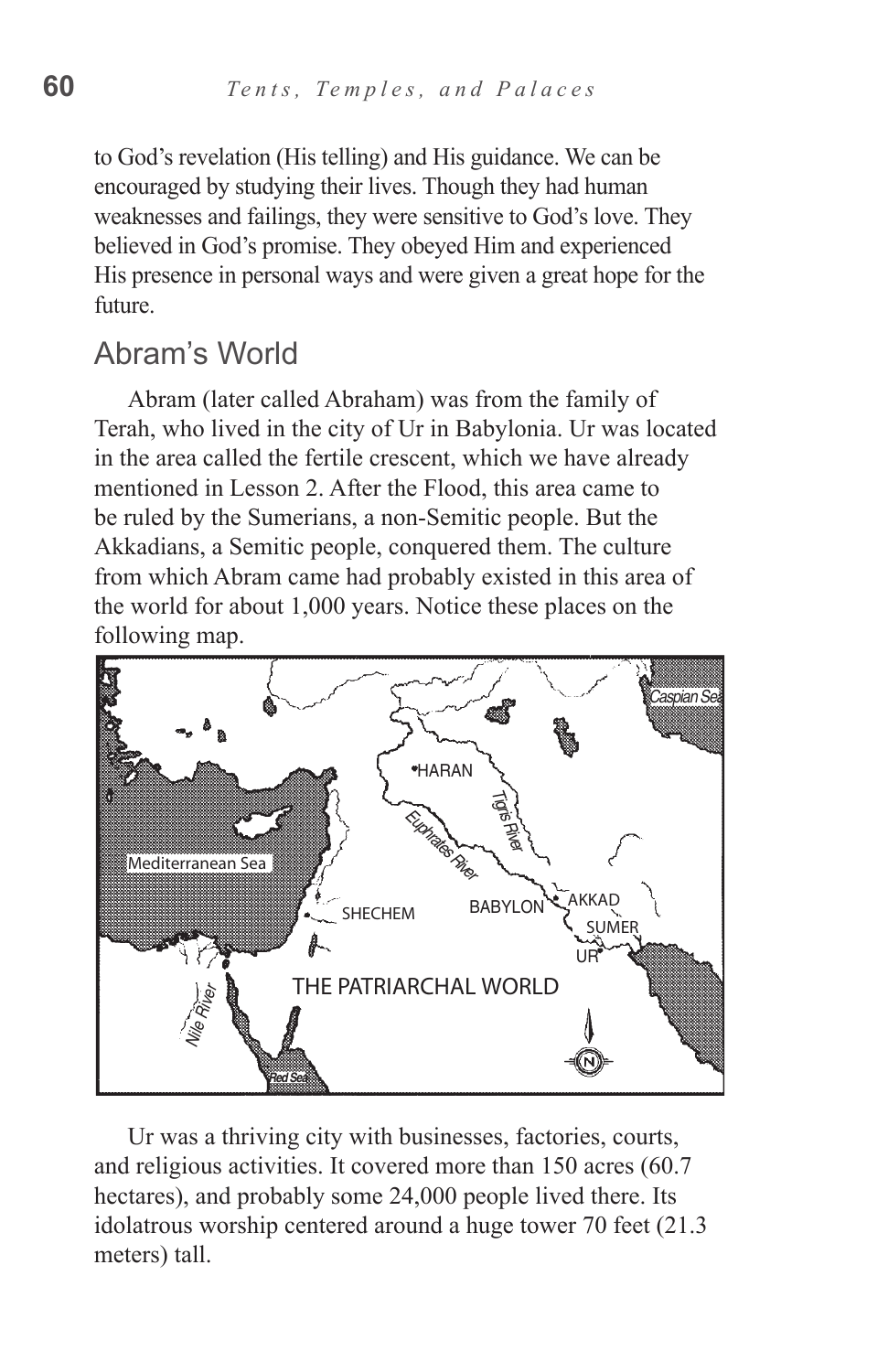to God's revelation (His telling) and His guidance. We can be encouraged by studying their lives. Though they had human weaknesses and failings, they were sensitive to God's love. They believed in God's promise. They obeyed Him and experienced His presence in personal ways and were given a great hope for the future.

## Abram's World

Abram (later called Abraham) was from the family of Terah, who lived in the city of Ur in Babylonia. Ur was located in the area called the fertile crescent, which we have already mentioned in Lesson 2. After the Flood, this area came to be ruled by the Sumerians, a non-Semitic people. But the Akkadians, a Semitic people, conquered them. The culture from which Abram came had probably existed in this area of the world for about 1,000 years. Notice these places on the following map.

Ur was a thriving city with businesses, factories, courts, and religious activities. It covered more than 150 acres (60.7 hectares), and probably some 24,000 people lived there. Its idolatrous worship centered around a huge tower 70 feet (21.3 meters) tall.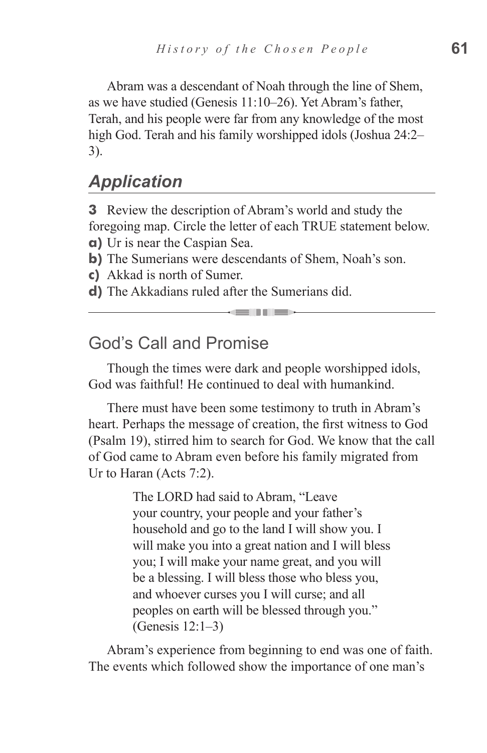Abram was a descendant of Noah through the line of Shem, as we have studied (Genesis 11:10–26). Yet Abram's father, Terah, and his people were far from any knowledge of the most high God. Terah and his family worshipped idols (Joshua 24:2–3).

## *Application*

**3** Review the description of Abram's world and study the foregoing map. Circle the letter of each TRUE statement below.

**a)** Ur is near the Caspian Sea.

**b)** The Sumerians were descendants of Shem, Noah's son.

**c)** Akkad is north of Sumer.

**d)** The Akkadians ruled after the Sumerians did.

---

## God's Call and Promise

Though the times were dark and people worshipped idols, God was faithful! He continued to deal with humankind.

There must have been some testimony to truth in Abram's heart. Perhaps the message of creation, the first witness to God (Psalm 19), stirred him to search for God. We know that the call of God came to Abram even before his family migrated from Ur to Haran (Acts 7:2).

> The LORD had said to Abram, "Leave your country, your people and your father's household and go to the land I will show you. I will make you into a great nation and I will bless you; I will make your name great, and you will be a blessing. I will bless those who bless you, and whoever curses you I will curse; and all peoples on earth will be blessed through you." (Genesis 12:1–3)

Abram's experience from beginning to end was one of faith. The events which followed show the importance of one man's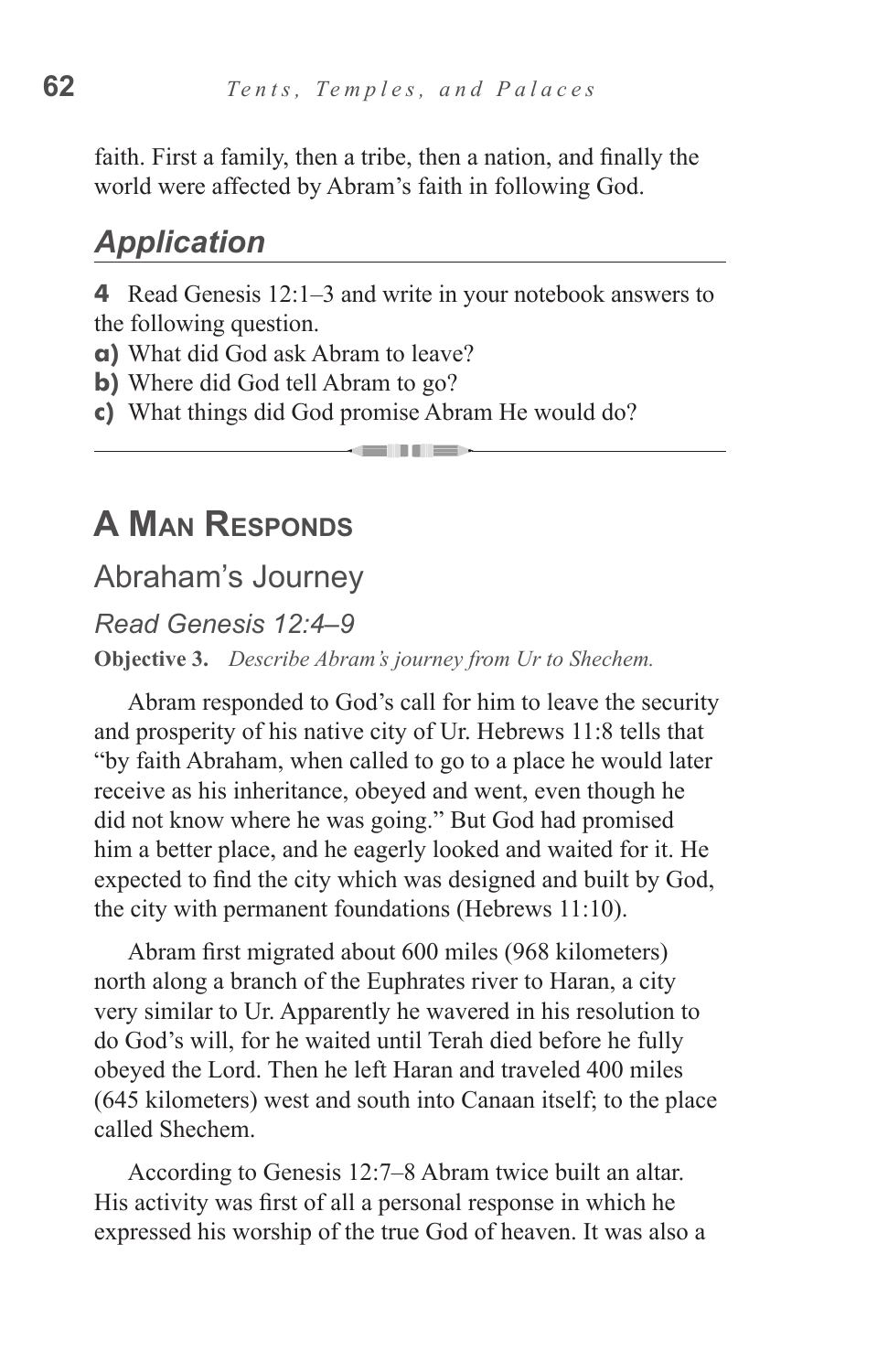faith. First a family, then a tribe, then a nation, and finally the world were affected by Abram's faith in following God.

## *Application*

**4** Read Genesis 12:1–3 and write in your notebook answers to the following question.

**a)** What did God ask Abram to leave?

**b)** Where did God tell Abram to go?

**c)** What things did God promise Abram He would do?

---

# A Man Responds

## Abraham's Journey

### *Read Genesis 12:4–9*

**Objective 3.** *Describe Abram's journey from Ur to Shechem.*

Abram responded to God's call for him to leave the security and prosperity of his native city of Ur. Hebrews 11:8 tells that "by faith Abraham, when called to go to a place he would later receive as his inheritance, obeyed and went, even though he did not know where he was going." But God had promised him a better place, and he eagerly looked and waited for it. He expected to find the city which was designed and built by God, the city with permanent foundations (Hebrews 11:10).

Abram first migrated about 600 miles (968 kilometers) north along a branch of the Euphrates river to Haran, a city very similar to Ur. Apparently he wavered in his resolution to do God's will, for he waited until Terah died before he fully obeyed the Lord. Then he left Haran and traveled 400 miles (645 kilometers) west and south into Canaan itself; to the place called Shechem.

According to Genesis 12:7–8 Abram twice built an altar. His activity was first of all a personal response in which he expressed his worship of the true God of heaven. It was also a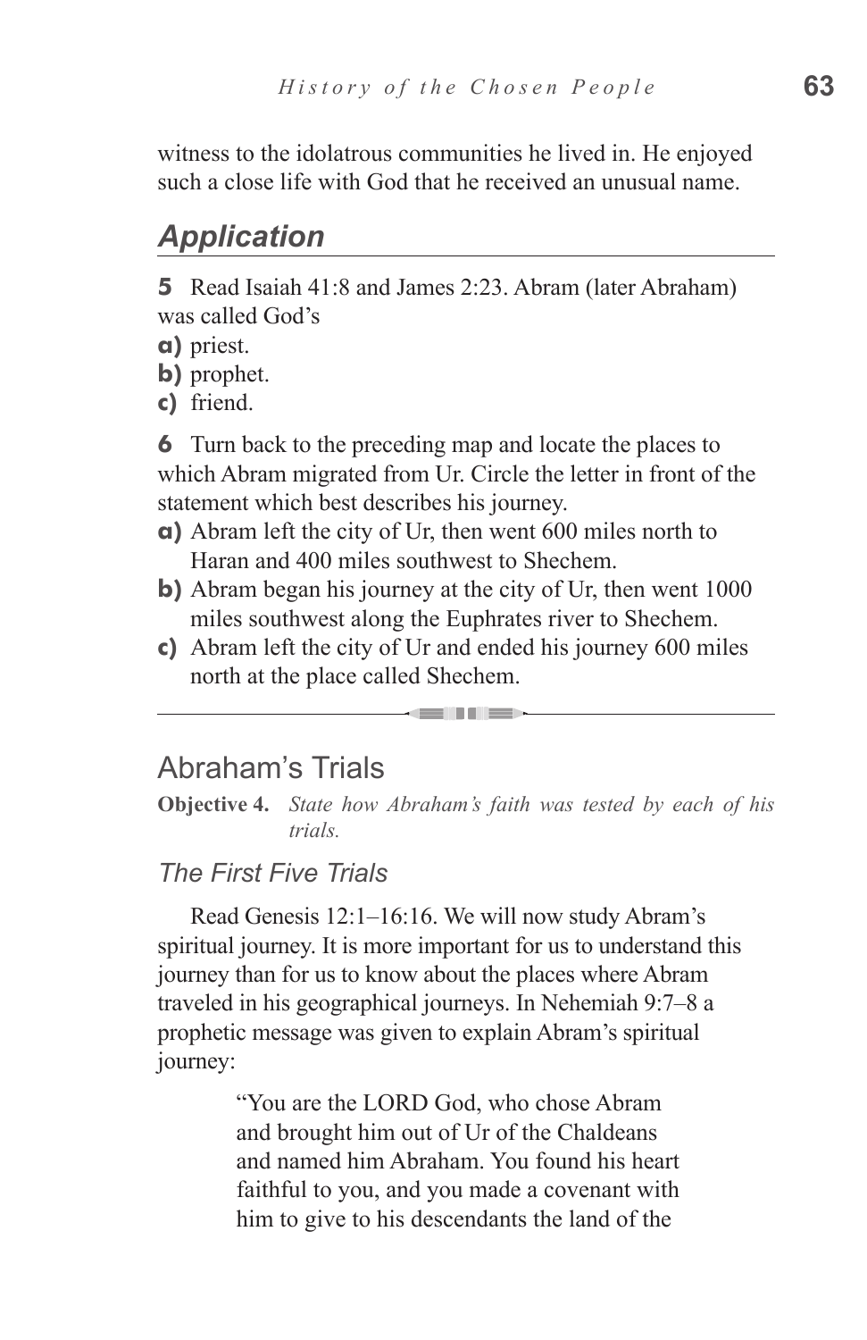witness to the idolatrous communities he lived in. He enjoyed such a close life with God that he received an unusual name.

## *Application*

**5** Read Isaiah 41:8 and James 2:23. Abram (later Abraham) was called God's

**a)** priest.
**b)** prophet.
**c)** friend.

**6** Turn back to the preceding map and locate the places to which Abram migrated from Ur. Circle the letter in front of the statement which best describes his journey.

**a)** Abram left the city of Ur, then went 600 miles north to Haran and 400 miles southwest to Shechem.
**b)** Abram began his journey at the city of Ur, then went 1000 miles southwest along the Euphrates river to Shechem.
**c)** Abram left the city of Ur and ended his journey 600 miles north at the place called Shechem.

---

## Abraham's Trials

**Objective 4.** *State how Abraham's faith was tested by each of his trials.*

### *The First Five Trials*

Read Genesis 12:1–16:16. We will now study Abram's spiritual journey. It is more important for us to understand this journey than for us to know about the places where Abram traveled in his geographical journeys. In Nehemiah 9:7–8 a prophetic message was given to explain Abram's spiritual journey:

> "You are the LORD God, who chose Abram and brought him out of Ur of the Chaldeans and named him Abraham. You found his heart faithful to you, and you made a covenant with him to give to his descendants the land of the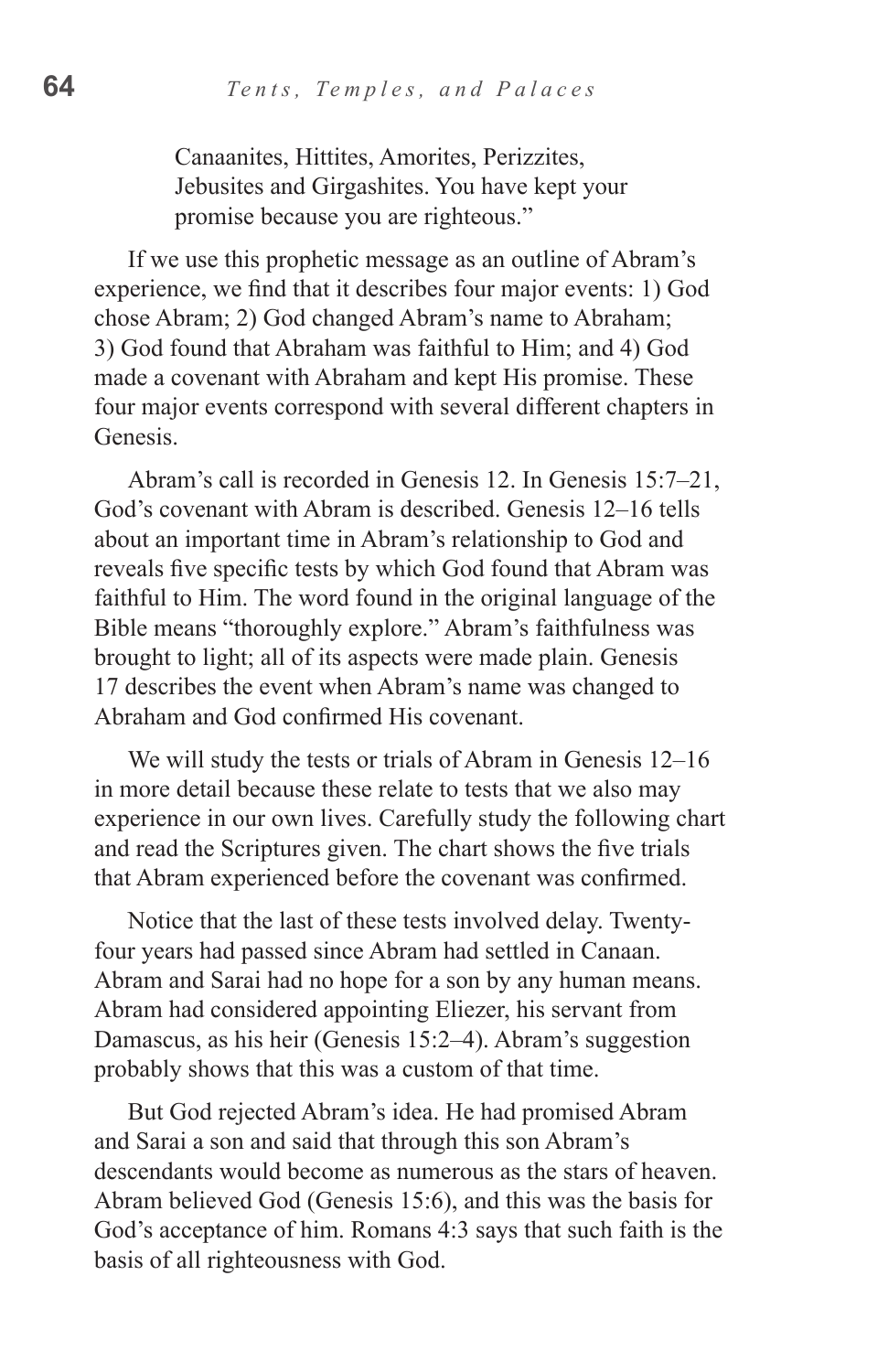> Canaanites, Hittites, Amorites, Perizzites, Jebusites and Girgashites. You have kept your promise because you are righteous."

If we use this prophetic message as an outline of Abram's experience, we find that it describes four major events: 1) God chose Abram; 2) God changed Abram's name to Abraham; 3) God found that Abraham was faithful to Him; and 4) God made a covenant with Abraham and kept His promise. These four major events correspond with several different chapters in Genesis.

Abram's call is recorded in Genesis 12. In Genesis 15:7–21, God's covenant with Abram is described. Genesis 12–16 tells about an important time in Abram's relationship to God and reveals five specific tests by which God found that Abram was faithful to Him. The word found in the original language of the Bible means "thoroughly explore." Abram's faithfulness was brought to light; all of its aspects were made plain. Genesis 17 describes the event when Abram's name was changed to Abraham and God confirmed His covenant.

We will study the tests or trials of Abram in Genesis 12–16 in more detail because these relate to tests that we also may experience in our own lives. Carefully study the following chart and read the Scriptures given. The chart shows the five trials that Abram experienced before the covenant was confirmed.

Notice that the last of these tests involved delay. Twenty-four years had passed since Abram had settled in Canaan. Abram and Sarai had no hope for a son by any human means. Abram had considered appointing Eliezer, his servant from Damascus, as his heir (Genesis 15:2–4). Abram's suggestion probably shows that this was a custom of that time.

But God rejected Abram's idea. He had promised Abram and Sarai a son and said that through this son Abram's descendants would become as numerous as the stars of heaven. Abram believed God (Genesis 15:6), and this was the basis for God's acceptance of him. Romans 4:3 says that such faith is the basis of all righteousness with God.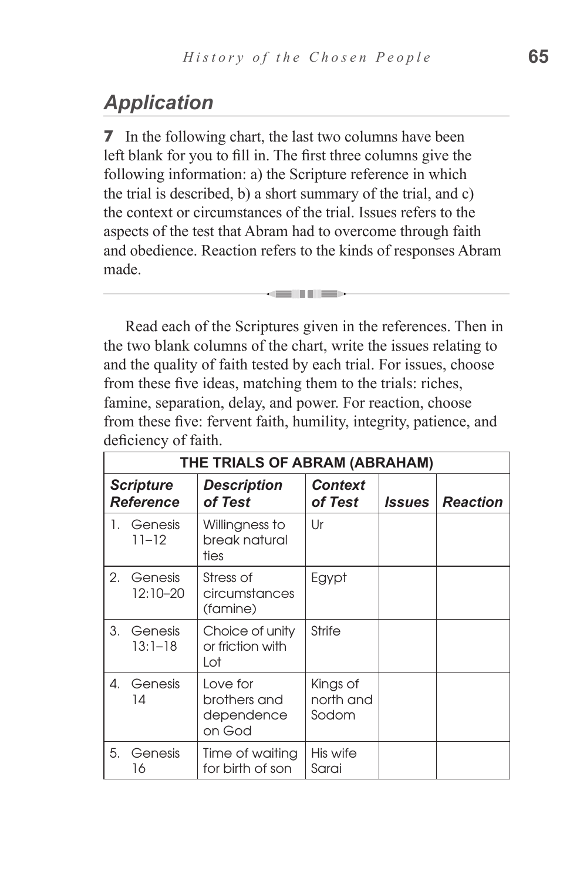## Application

**7** In the following chart, the last two columns have been left blank for you to fill in. The first three columns give the following information: a) the Scripture reference in which the trial is described, b) a short summary of the trial, and c) the context or circumstances of the trial. Issues refers to the aspects of the test that Abram had to overcome through faith and obedience. Reaction refers to the kinds of responses Abram made.

---

Read each of the Scriptures given in the references. Then in the two blank columns of the chart, write the issues relating to and the quality of faith tested by each trial. For issues, choose from these five ideas, matching them to the trials: riches, famine, separation, delay, and power. For reaction, choose from these five: fervent faith, humility, integrity, patience, and deficiency of faith.

| THE TRIALS OF ABRAM (ABRAHAM) | | | | |
|---|---|---|---|---|
| ***Scripture Reference*** | ***Description of Test*** | ***Context of Test*** | ***Issues*** | ***Reaction*** |
| 1. Genesis 11–12 | Willingness to break natural ties | Ur | | |
| 2. Genesis 12:10–20 | Stress of circumstances (famine) | Egypt | | |
| 3. Genesis 13:1–18 | Choice of unity or friction with Lot | Strife | | |
| 4. Genesis 14 | Love for brothers and dependence on God | Kings of north and Sodom | | |
| 5. Genesis 16 | Time of waiting for birth of son | His wife Sarai | | |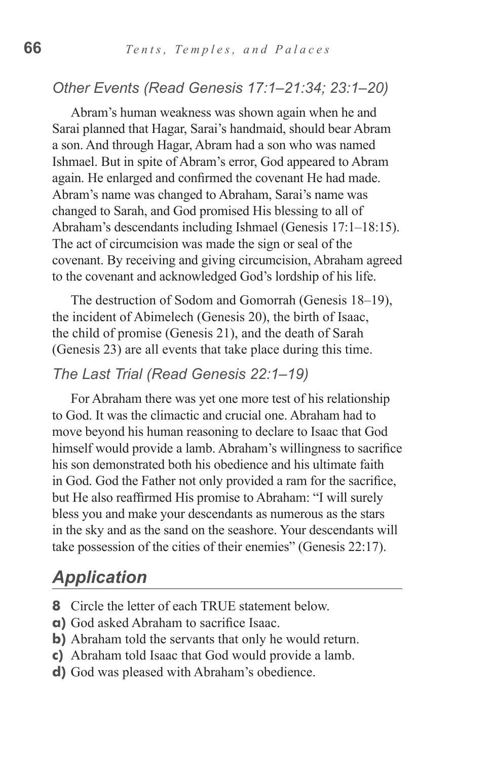### *Other Events (Read Genesis 17:1–21:34; 23:1–20)*

Abram's human weakness was shown again when he and Sarai planned that Hagar, Sarai's handmaid, should bear Abram a son. And through Hagar, Abram had a son who was named Ishmael. But in spite of Abram's error, God appeared to Abram again. He enlarged and confirmed the covenant He had made. Abram's name was changed to Abraham, Sarai's name was changed to Sarah, and God promised His blessing to all of Abraham's descendants including Ishmael (Genesis 17:1–18:15). The act of circumcision was made the sign or seal of the covenant. By receiving and giving circumcision, Abraham agreed to the covenant and acknowledged God's lordship of his life.

The destruction of Sodom and Gomorrah (Genesis 18–19), the incident of Abimelech (Genesis 20), the birth of Isaac, the child of promise (Genesis 21), and the death of Sarah (Genesis 23) are all events that take place during this time.

### *The Last Trial (Read Genesis 22:1–19)*

For Abraham there was yet one more test of his relationship to God. It was the climactic and crucial one. Abraham had to move beyond his human reasoning to declare to Isaac that God himself would provide a lamb. Abraham's willingness to sacrifice his son demonstrated both his obedience and his ultimate faith in God. God the Father not only provided a ram for the sacrifice, but He also reaffirmed His promise to Abraham: "I will surely bless you and make your descendants as numerous as the stars in the sky and as the sand on the seashore. Your descendants will take possession of the cities of their enemies" (Genesis 22:17).

## *Application*

**8** Circle the letter of each TRUE statement below.

**a)** God asked Abraham to sacrifice Isaac.

**b)** Abraham told the servants that only he would return.

**c)** Abraham told Isaac that God would provide a lamb.

**d)** God was pleased with Abraham's obedience.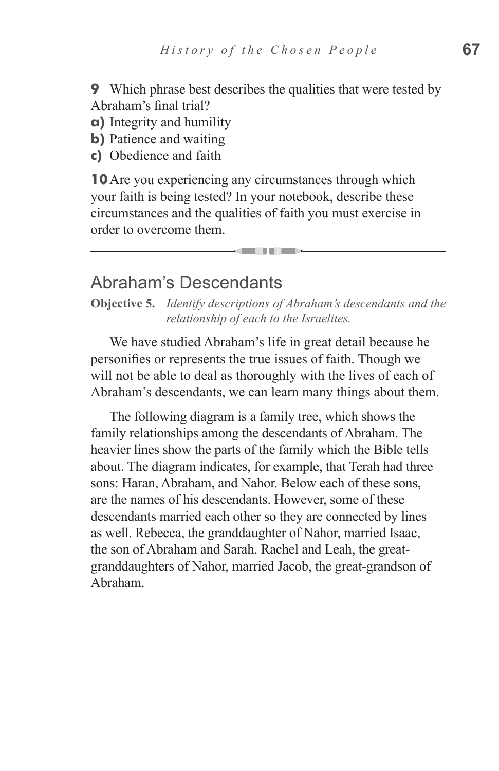**9** Which phrase best describes the qualities that were tested by Abraham's final trial?

**a)** Integrity and humility
**b)** Patience and waiting
**c)** Obedience and faith

**10** Are you experiencing any circumstances through which your faith is being tested? In your notebook, describe these circumstances and the qualities of faith you must exercise in order to overcome them.

---

## Abraham's Descendants

**Objective 5.** *Identify descriptions of Abraham's descendants and the relationship of each to the Israelites.*

We have studied Abraham's life in great detail because he personifies or represents the true issues of faith. Though we will not be able to deal as thoroughly with the lives of each of Abraham's descendants, we can learn many things about them.

The following diagram is a family tree, which shows the family relationships among the descendants of Abraham. The heavier lines show the parts of the family which the Bible tells about. The diagram indicates, for example, that Terah had three sons: Haran, Abraham, and Nahor. Below each of these sons, are the names of his descendants. However, some of these descendants married each other so they are connected by lines as well. Rebecca, the granddaughter of Nahor, married Isaac, the son of Abraham and Sarah. Rachel and Leah, the great-granddaughters of Nahor, married Jacob, the great-grandson of Abraham.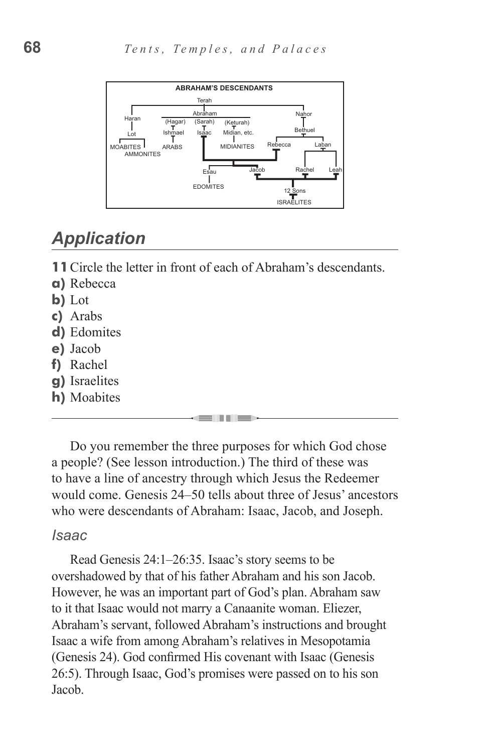**ABRAHAM'S DESCENDANTS**

Terah
- Haran
  - Lot
    - MOABITES
    - AMMONITES
- Abraham
  - (Hagar) Ishmael
    - ARABS
  - (Sarah) Isaac
    - Esau
      - EDOMITES
    - Jacob
  - (Keturah) Midian, etc.
    - MIDIANITES
- Nahor
  - Bethuel
    - Rebecca
    - Laban
      - Rachel
      - Leah

Jacob + Rachel + Leah → 12 Sons → ISRAELITES

## *Application*

**11** Circle the letter in front of each of Abraham's descendants.

**a)** Rebecca
**b)** Lot
**c)** Arabs
**d)** Edomites
**e)** Jacob
**f)** Rachel
**g)** Israelites
**h)** Moabites

---

Do you remember the three purposes for which God chose a people? (See lesson introduction.) The third of these was to have a line of ancestry through which Jesus the Redeemer would come. Genesis 24–50 tells about three of Jesus' ancestors who were descendants of Abraham: Isaac, Jacob, and Joseph.

### *Isaac*

Read Genesis 24:1–26:35. Isaac's story seems to be overshadowed by that of his father Abraham and his son Jacob. However, he was an important part of God's plan. Abraham saw to it that Isaac would not marry a Canaanite woman. Eliezer, Abraham's servant, followed Abraham's instructions and brought Isaac a wife from among Abraham's relatives in Mesopotamia (Genesis 24). God confirmed His covenant with Isaac (Genesis 26:5). Through Isaac, God's promises were passed on to his son Jacob.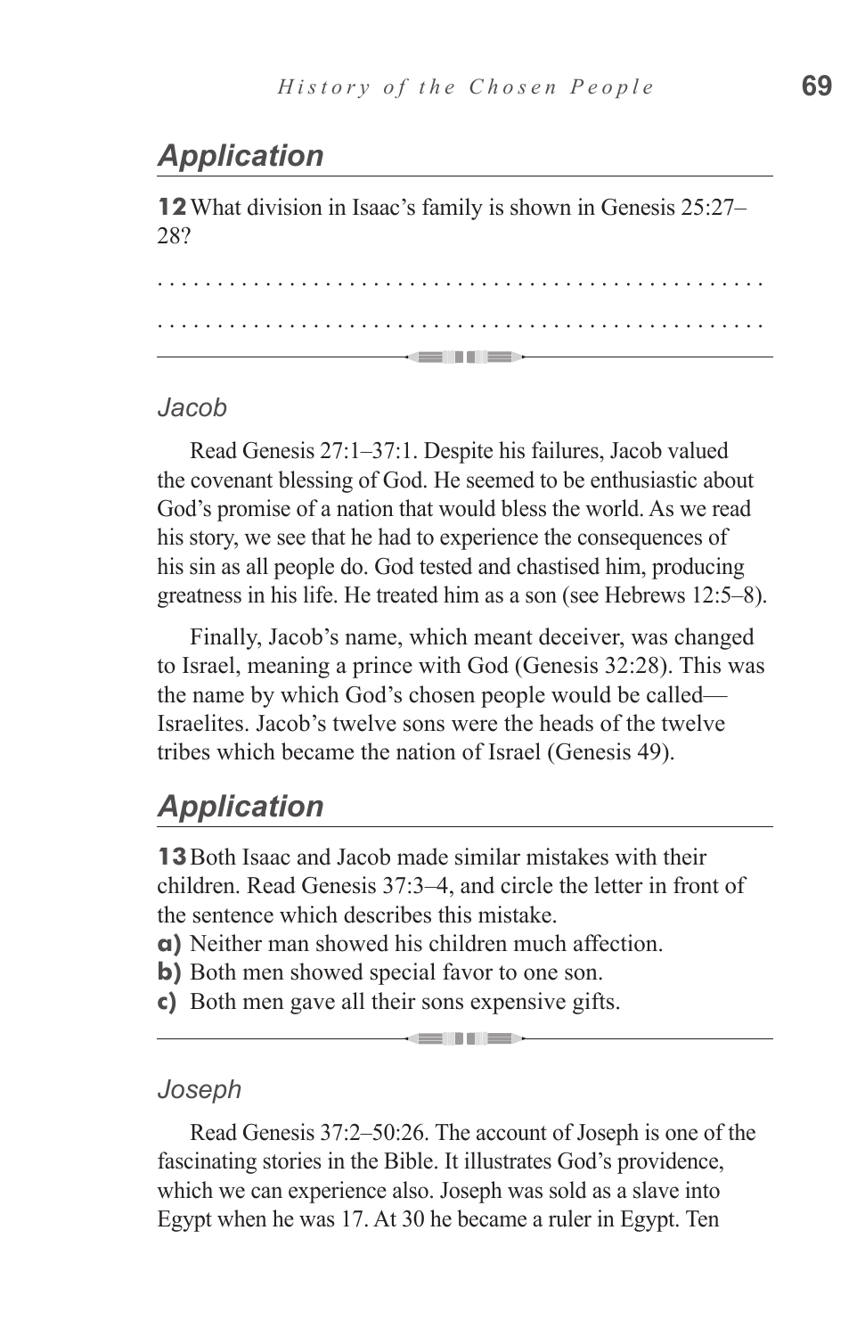## Application

**12** What division in Isaac's family is shown in Genesis 25:27–28?

. . . . . . . . . . . . . . . . . . . . . . . . . . . . . . . . . . . . . . . . . . . . . . . . .

. . . . . . . . . . . . . . . . . . . . . . . . . . . . . . . . . . . . . . . . . . . . . . . . .

### *Jacob*

Read Genesis 27:1–37:1. Despite his failures, Jacob valued the covenant blessing of God. He seemed to be enthusiastic about God's promise of a nation that would bless the world. As we read his story, we see that he had to experience the consequences of his sin as all people do. God tested and chastised him, producing greatness in his life. He treated him as a son (see Hebrews 12:5–8).

Finally, Jacob's name, which meant deceiver, was changed to Israel, meaning a prince with God (Genesis 32:28). This was the name by which God's chosen people would be called—Israelites. Jacob's twelve sons were the heads of the twelve tribes which became the nation of Israel (Genesis 49).

## Application

**13** Both Isaac and Jacob made similar mistakes with their children. Read Genesis 37:3–4, and circle the letter in front of the sentence which describes this mistake.

**a)** Neither man showed his children much affection.
**b)** Both men showed special favor to one son.
**c)** Both men gave all their sons expensive gifts.

### *Joseph*

Read Genesis 37:2–50:26. The account of Joseph is one of the fascinating stories in the Bible. It illustrates God's providence, which we can experience also. Joseph was sold as a slave into Egypt when he was 17. At 30 he became a ruler in Egypt. Ten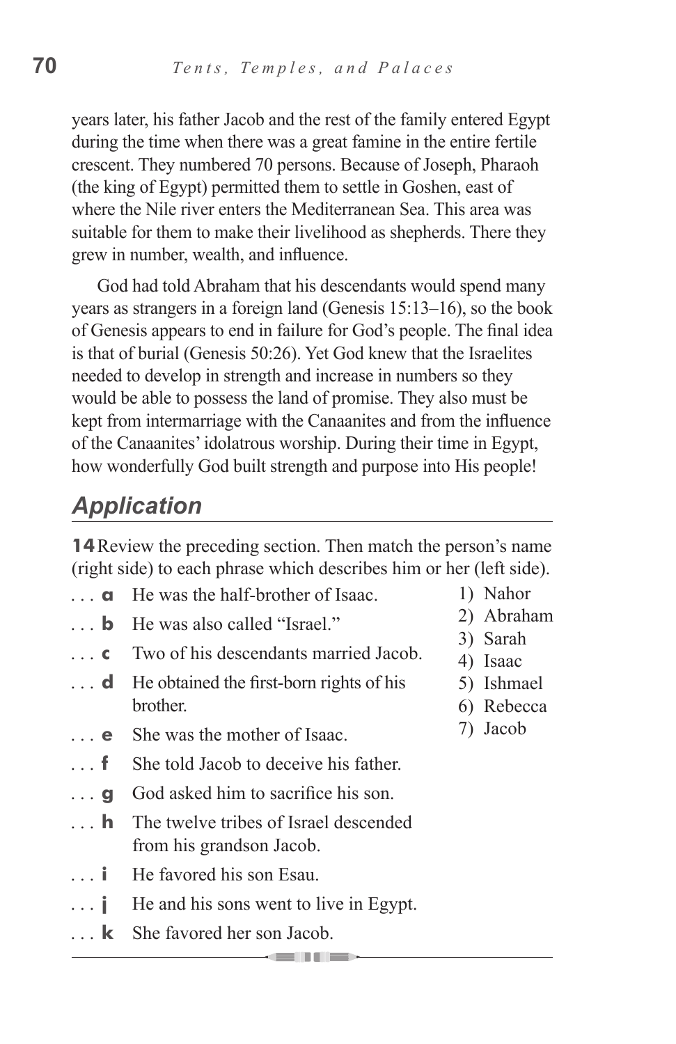years later, his father Jacob and the rest of the family entered Egypt during the time when there was a great famine in the entire fertile crescent. They numbered 70 persons. Because of Joseph, Pharaoh (the king of Egypt) permitted them to settle in Goshen, east of where the Nile river enters the Mediterranean Sea. This area was suitable for them to make their livelihood as shepherds. There they grew in number, wealth, and influence.

God had told Abraham that his descendants would spend many years as strangers in a foreign land (Genesis 15:13–16), so the book of Genesis appears to end in failure for God's people. The final idea is that of burial (Genesis 50:26). Yet God knew that the Israelites needed to develop in strength and increase in numbers so they would be able to possess the land of promise. They also must be kept from intermarriage with the Canaanites and from the influence of the Canaanites' idolatrous worship. During their time in Egypt, how wonderfully God built strength and purpose into His people!

## Application

**14** Review the preceding section. Then match the person's name (right side) to each phrase which describes him or her (left side).

. . . **a** He was the half-brother of Isaac.
. . . **b** He was also called "Israel."
. . . **c** Two of his descendants married Jacob.
. . . **d** He obtained the first-born rights of his brother.
. . . **e** She was the mother of Isaac.
. . . **f** She told Jacob to deceive his father.
. . . **g** God asked him to sacrifice his son.
. . . **h** The twelve tribes of Israel descended from his grandson Jacob.
. . . **i** He favored his son Esau.
. . . **j** He and his sons went to live in Egypt.
. . . **k** She favored her son Jacob.

1) Nahor
2) Abraham
3) Sarah
4) Isaac
5) Ishmael
6) Rebecca
7) Jacob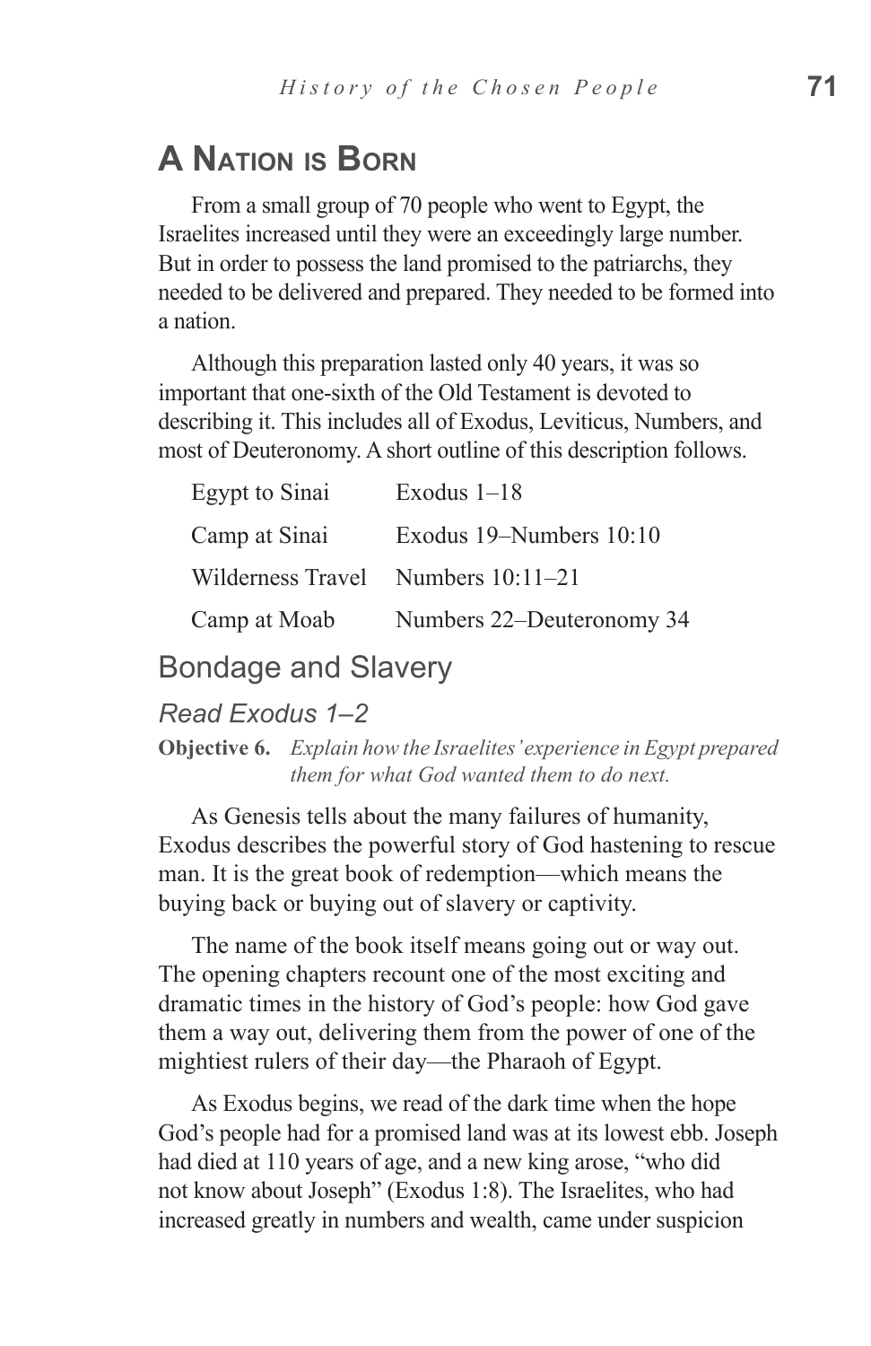## A Nation is Born

From a small group of 70 people who went to Egypt, the Israelites increased until they were an exceedingly large number. But in order to possess the land promised to the patriarchs, they needed to be delivered and prepared. They needed to be formed into a nation.

Although this preparation lasted only 40 years, it was so important that one-sixth of the Old Testament is devoted to describing it. This includes all of Exodus, Leviticus, Numbers, and most of Deuteronomy. A short outline of this description follows.

| | |
|---|---|
| Egypt to Sinai | Exodus 1–18 |
| Camp at Sinai | Exodus 19–Numbers 10:10 |
| Wilderness Travel | Numbers 10:11–21 |
| Camp at Moab | Numbers 22–Deuteronomy 34 |

### Bondage and Slavery

#### *Read Exodus 1–2*

**Objective 6.** *Explain how the Israelites' experience in Egypt prepared them for what God wanted them to do next.*

As Genesis tells about the many failures of humanity, Exodus describes the powerful story of God hastening to rescue man. It is the great book of redemption—which means the buying back or buying out of slavery or captivity.

The name of the book itself means going out or way out. The opening chapters recount one of the most exciting and dramatic times in the history of God's people: how God gave them a way out, delivering them from the power of one of the mightiest rulers of their day—the Pharaoh of Egypt.

As Exodus begins, we read of the dark time when the hope God's people had for a promised land was at its lowest ebb. Joseph had died at 110 years of age, and a new king arose, "who did not know about Joseph" (Exodus 1:8). The Israelites, who had increased greatly in numbers and wealth, came under suspicion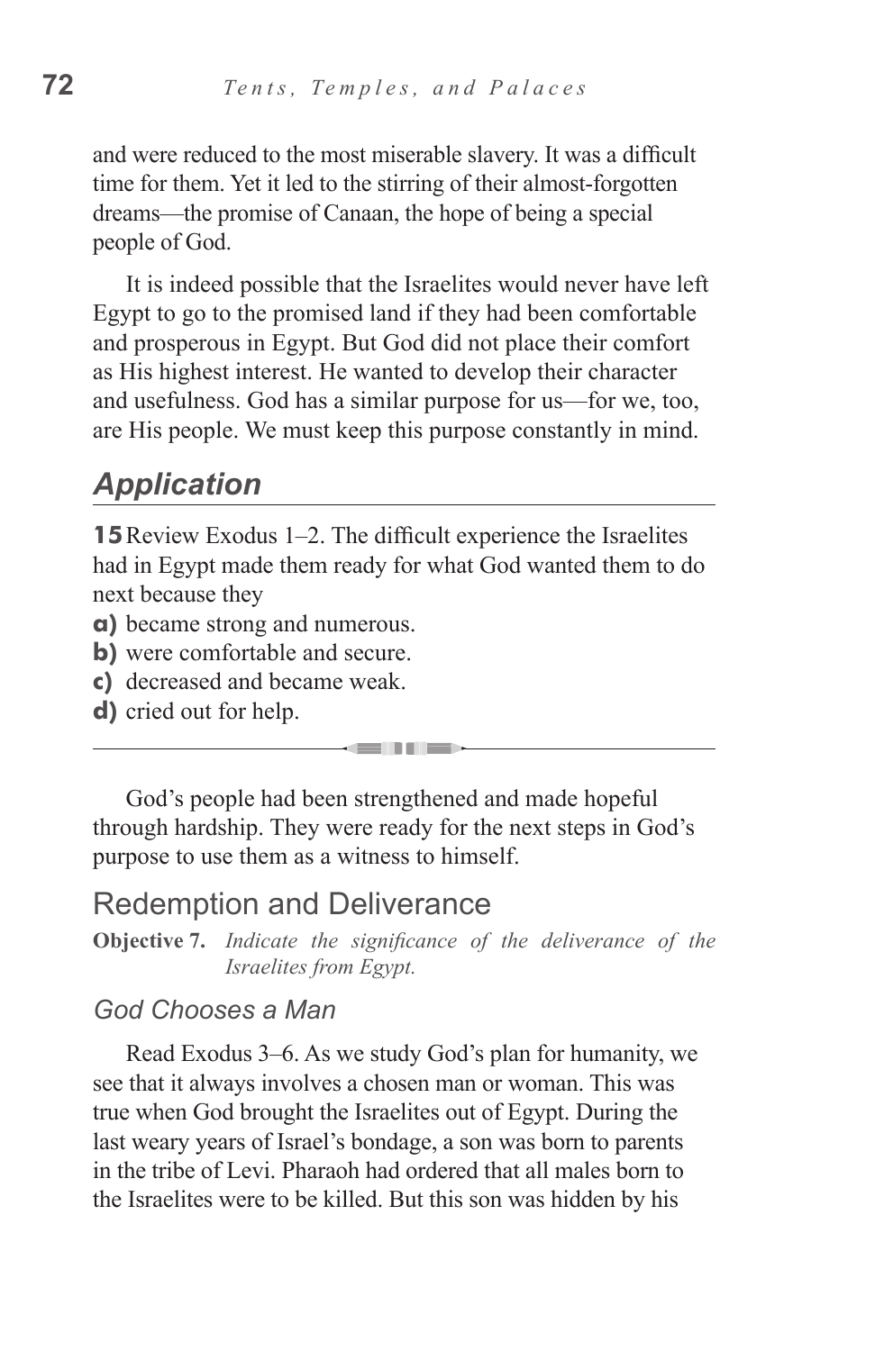and were reduced to the most miserable slavery. It was a difficult time for them. Yet it led to the stirring of their almost-forgotten dreams—the promise of Canaan, the hope of being a special people of God.

It is indeed possible that the Israelites would never have left Egypt to go to the promised land if they had been comfortable and prosperous in Egypt. But God did not place their comfort as His highest interest. He wanted to develop their character and usefulness. God has a similar purpose for us—for we, too, are His people. We must keep this purpose constantly in mind.

## *Application*

**15** Review Exodus 1–2. The difficult experience the Israelites had in Egypt made them ready for what God wanted them to do next because they

**a)** became strong and numerous.
**b)** were comfortable and secure.
**c)** decreased and became weak.
**d)** cried out for help.

---

God's people had been strengthened and made hopeful through hardship. They were ready for the next steps in God's purpose to use them as a witness to himself.

## Redemption and Deliverance

**Objective 7.** *Indicate the significance of the deliverance of the Israelites from Egypt.*

### *God Chooses a Man*

Read Exodus 3–6. As we study God's plan for humanity, we see that it always involves a chosen man or woman. This was true when God brought the Israelites out of Egypt. During the last weary years of Israel's bondage, a son was born to parents in the tribe of Levi. Pharaoh had ordered that all males born to the Israelites were to be killed. But this son was hidden by his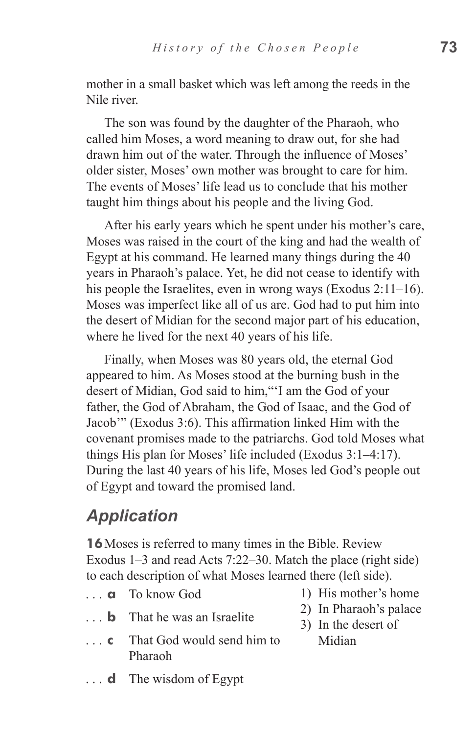mother in a small basket which was left among the reeds in the Nile river.

The son was found by the daughter of the Pharaoh, who called him Moses, a word meaning to draw out, for she had drawn him out of the water. Through the influence of Moses' older sister, Moses' own mother was brought to care for him. The events of Moses' life lead us to conclude that his mother taught him things about his people and the living God.

After his early years which he spent under his mother's care, Moses was raised in the court of the king and had the wealth of Egypt at his command. He learned many things during the 40 years in Pharaoh's palace. Yet, he did not cease to identify with his people the Israelites, even in wrong ways (Exodus 2:11–16). Moses was imperfect like all of us are. God had to put him into the desert of Midian for the second major part of his education, where he lived for the next 40 years of his life.

Finally, when Moses was 80 years old, the eternal God appeared to him. As Moses stood at the burning bush in the desert of Midian, God said to him,"'I am the God of your father, the God of Abraham, the God of Isaac, and the God of Jacob'" (Exodus 3:6). This affirmation linked Him with the covenant promises made to the patriarchs. God told Moses what things His plan for Moses' life included (Exodus 3:1–4:17). During the last 40 years of his life, Moses led God's people out of Egypt and toward the promised land.

## *Application*

**16** Moses is referred to many times in the Bible. Review Exodus 1–3 and read Acts 7:22–30. Match the place (right side) to each description of what Moses learned there (left side).

. . . **a** To know God

. . . **b** That he was an Israelite

. . . **c** That God would send him to Pharaoh

. . . **d** The wisdom of Egypt

1) His mother's home
2) In Pharaoh's palace
3) In the desert of Midian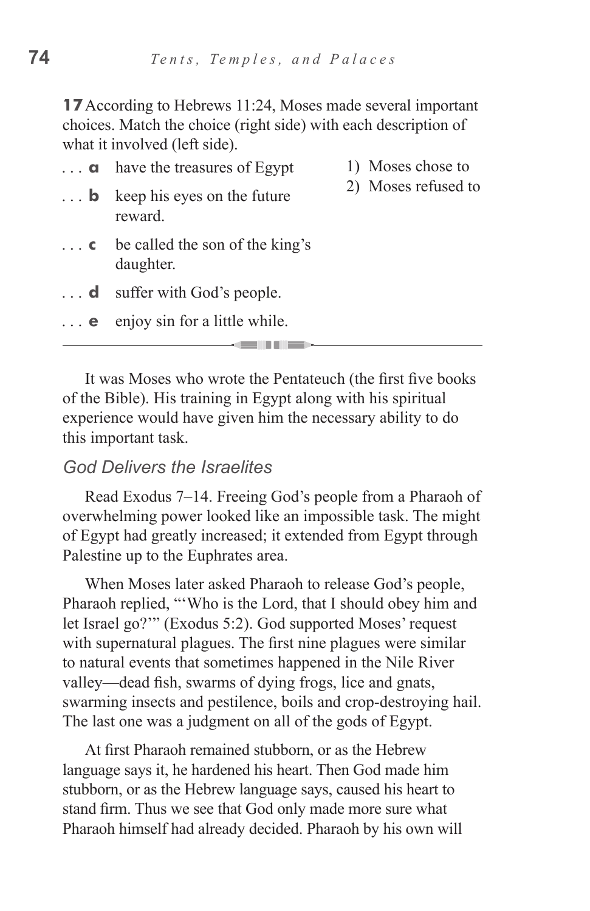**17** According to Hebrews 11:24, Moses made several important choices. Match the choice (right side) with each description of what it involved (left side).

. . . **a** have the treasures of Egypt

. . . **b** keep his eyes on the future reward.

. . . **c** be called the son of the king's daughter.

. . . **d** suffer with God's people.

. . . **e** enjoy sin for a little while.

1) Moses chose to
2) Moses refused to

---

It was Moses who wrote the Pentateuch (the first five books of the Bible). His training in Egypt along with his spiritual experience would have given him the necessary ability to do this important task.

### *God Delivers the Israelites*

Read Exodus 7–14. Freeing God's people from a Pharaoh of overwhelming power looked like an impossible task. The might of Egypt had greatly increased; it extended from Egypt through Palestine up to the Euphrates area.

When Moses later asked Pharaoh to release God's people, Pharaoh replied, "'Who is the Lord, that I should obey him and let Israel go?'" (Exodus 5:2). God supported Moses' request with supernatural plagues. The first nine plagues were similar to natural events that sometimes happened in the Nile River valley—dead fish, swarms of dying frogs, lice and gnats, swarming insects and pestilence, boils and crop-destroying hail. The last one was a judgment on all of the gods of Egypt.

At first Pharaoh remained stubborn, or as the Hebrew language says it, he hardened his heart. Then God made him stubborn, or as the Hebrew language says, caused his heart to stand firm. Thus we see that God only made more sure what Pharaoh himself had already decided. Pharaoh by his own will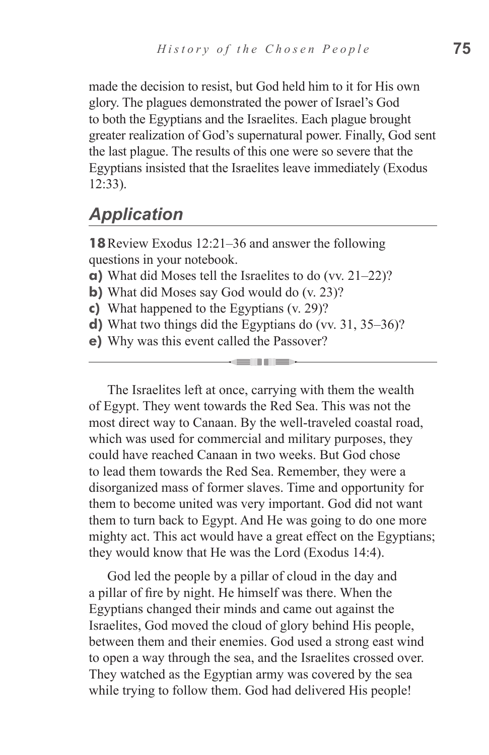made the decision to resist, but God held him to it for His own glory. The plagues demonstrated the power of Israel's God to both the Egyptians and the Israelites. Each plague brought greater realization of God's supernatural power. Finally, God sent the last plague. The results of this one were so severe that the Egyptians insisted that the Israelites leave immediately (Exodus 12:33).

## *Application*

**18** Review Exodus 12:21–36 and answer the following questions in your notebook.

**a)** What did Moses tell the Israelites to do (vv. 21–22)?
**b)** What did Moses say God would do (v. 23)?
**c)** What happened to the Egyptians (v. 29)?
**d)** What two things did the Egyptians do (vv. 31, 35–36)?
**e)** Why was this event called the Passover?

---

The Israelites left at once, carrying with them the wealth of Egypt. They went towards the Red Sea. This was not the most direct way to Canaan. By the well-traveled coastal road, which was used for commercial and military purposes, they could have reached Canaan in two weeks. But God chose to lead them towards the Red Sea. Remember, they were a disorganized mass of former slaves. Time and opportunity for them to become united was very important. God did not want them to turn back to Egypt. And He was going to do one more mighty act. This act would have a great effect on the Egyptians; they would know that He was the Lord (Exodus 14:4).

God led the people by a pillar of cloud in the day and a pillar of fire by night. He himself was there. When the Egyptians changed their minds and came out against the Israelites, God moved the cloud of glory behind His people, between them and their enemies. God used a strong east wind to open a way through the sea, and the Israelites crossed over. They watched as the Egyptian army was covered by the sea while trying to follow them. God had delivered His people!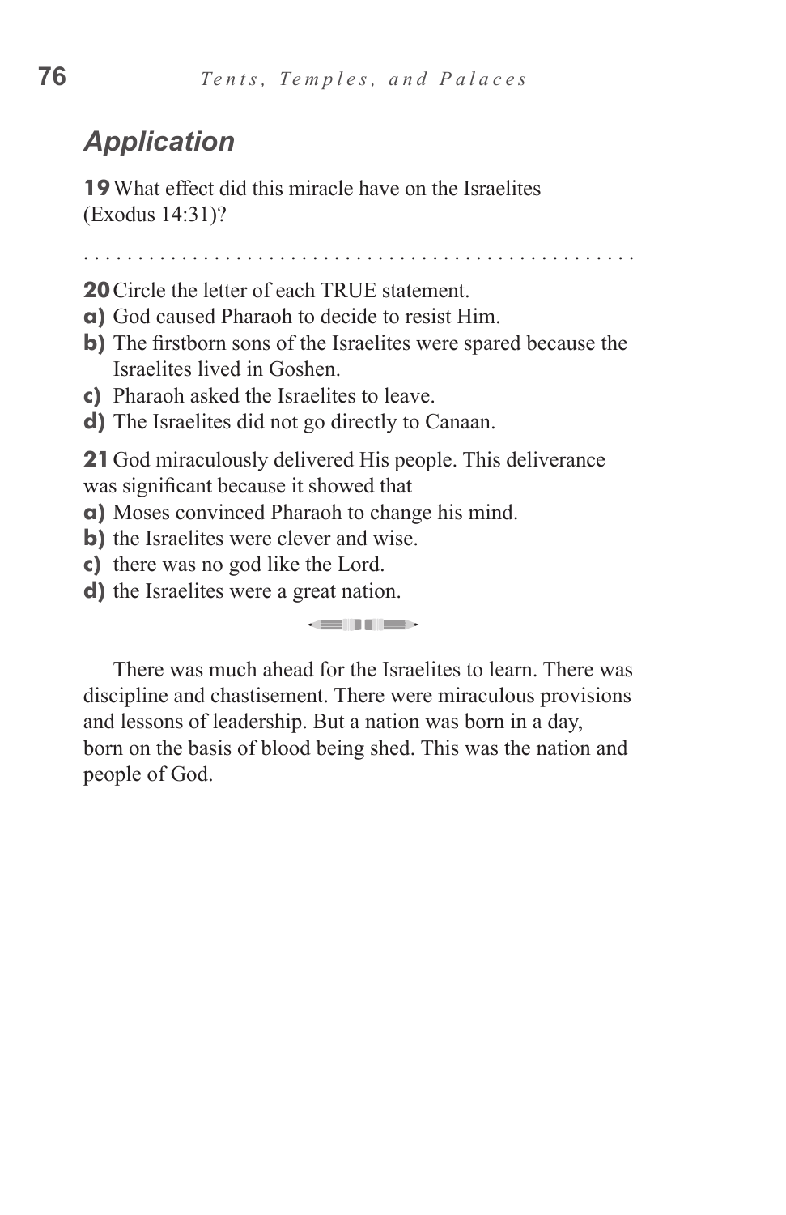## *Application*

**19** What effect did this miracle have on the Israelites (Exodus 14:31)?

. . . . . . . . . . . . . . . . . . . . . . . . . . . . . . . . . . . . . . . . . . . . . . . . . .

**20** Circle the letter of each TRUE statement.

**a)** God caused Pharaoh to decide to resist Him.
**b)** The firstborn sons of the Israelites were spared because the Israelites lived in Goshen.
**c)** Pharaoh asked the Israelites to leave.
**d)** The Israelites did not go directly to Canaan.

**21** God miraculously delivered His people. This deliverance was significant because it showed that

**a)** Moses convinced Pharaoh to change his mind.
**b)** the Israelites were clever and wise.
**c)** there was no god like the Lord.
**d)** the Israelites were a great nation.

---

There was much ahead for the Israelites to learn. There was discipline and chastisement. There were miraculous provisions and lessons of leadership. But a nation was born in a day, born on the basis of blood being shed. This was the nation and people of God.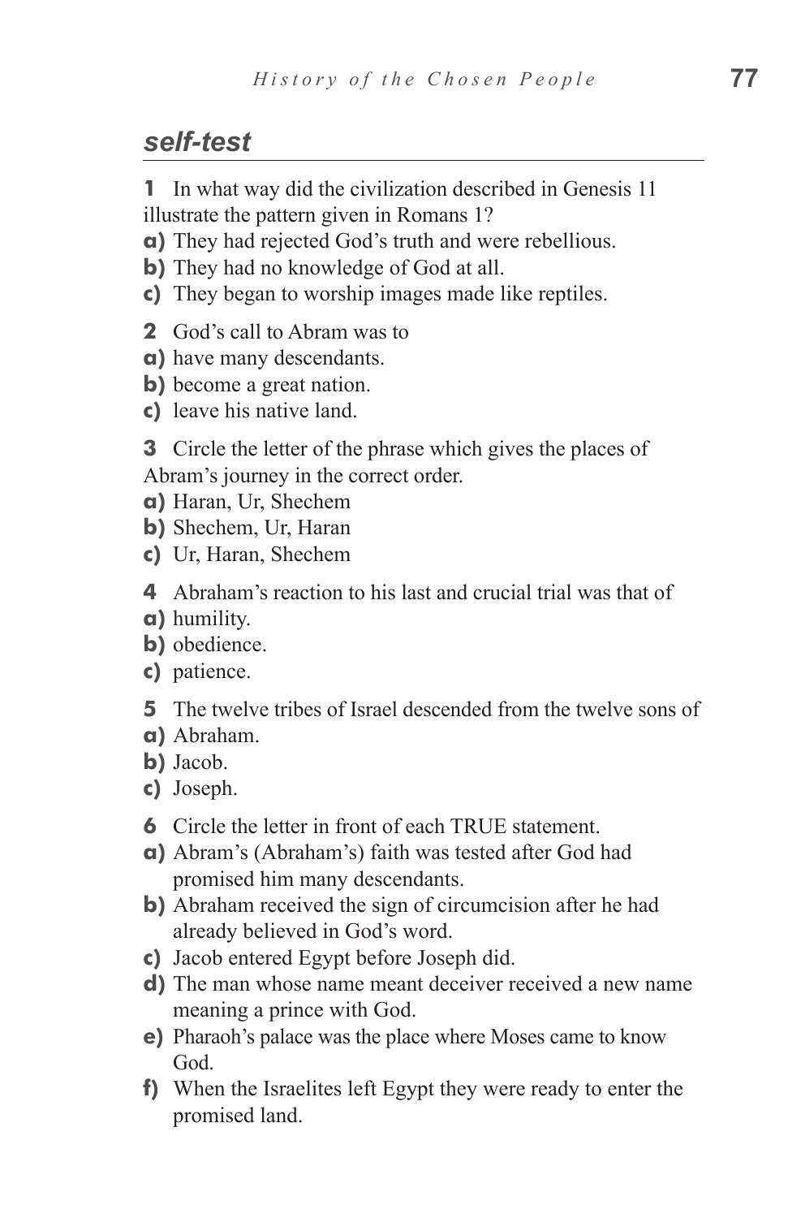## *self-test*

**1** In what way did the civilization described in Genesis 11 illustrate the pattern given in Romans 1?

**a)** They had rejected God's truth and were rebellious.
**b)** They had no knowledge of God at all.
**c)** They began to worship images made like reptiles.

**2** God's call to Abram was to

**a)** have many descendants.
**b)** become a great nation.
**c)** leave his native land.

**3** Circle the letter of the phrase which gives the places of Abram's journey in the correct order.

**a)** Haran, Ur, Shechem
**b)** Shechem, Ur, Haran
**c)** Ur, Haran, Shechem

**4** Abraham's reaction to his last and crucial trial was that of

**a)** humility.
**b)** obedience.
**c)** patience.

**5** The twelve tribes of Israel descended from the twelve sons of

**a)** Abraham.
**b)** Jacob.
**c)** Joseph.

**6** Circle the letter in front of each TRUE statement.

**a)** Abram's (Abraham's) faith was tested after God had promised him many descendants.
**b)** Abraham received the sign of circumcision after he had already believed in God's word.
**c)** Jacob entered Egypt before Joseph did.
**d)** The man whose name meant deceiver received a new name meaning a prince with God.
**e)** Pharaoh's palace was the place where Moses came to know God.
**f)** When the Israelites left Egypt they were ready to enter the promised land.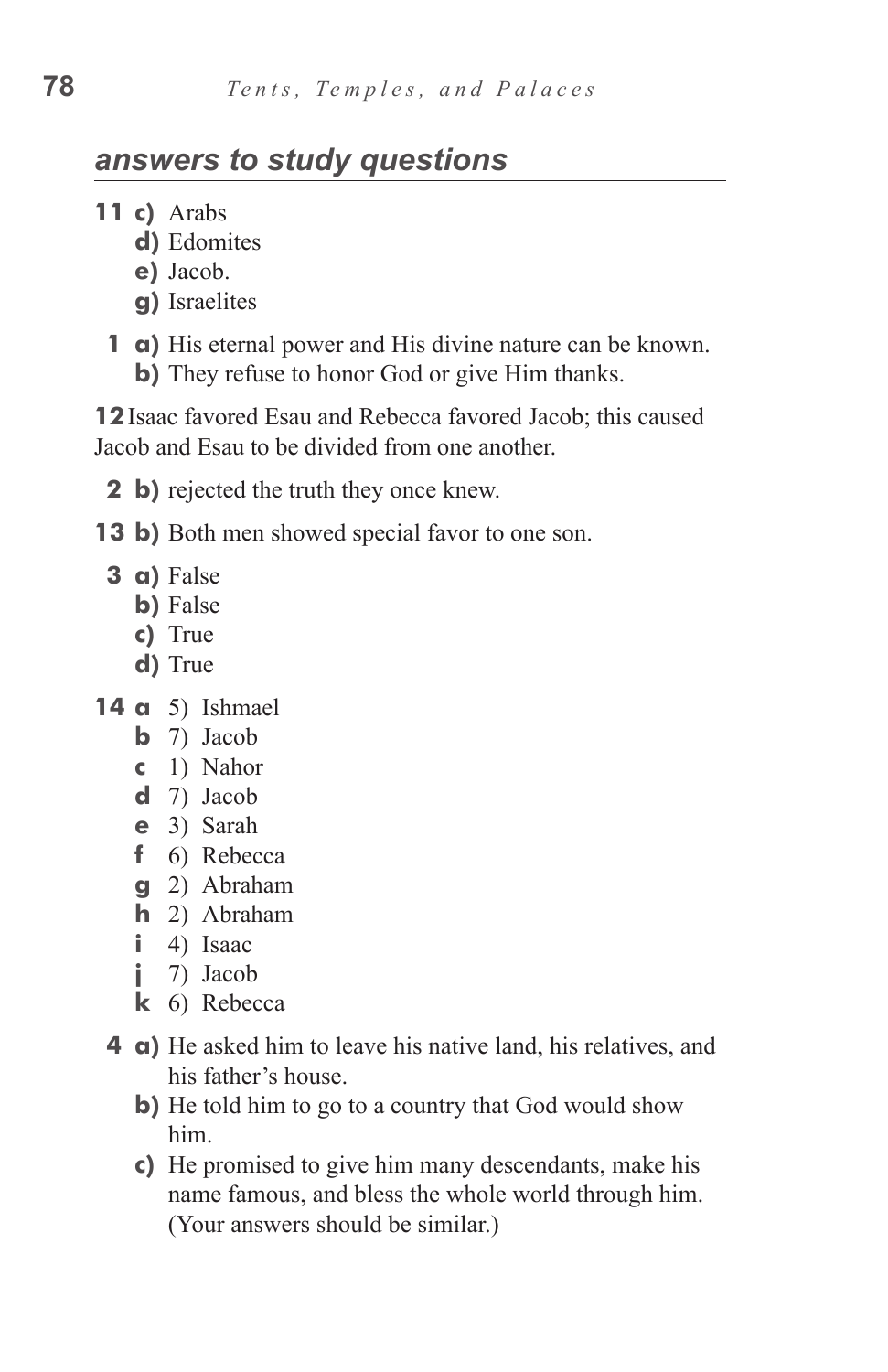## *answers to study questions*

**11 c)** Arabs  
**d)** Edomites  
**e)** Jacob.  
**g)** Israelites

**1 a)** His eternal power and His divine nature can be known.  
**b)** They refuse to honor God or give Him thanks.

**12** Isaac favored Esau and Rebecca favored Jacob; this caused Jacob and Esau to be divided from one another.

**2 b)** rejected the truth they once knew.

**13 b)** Both men showed special favor to one son.

**3 a)** False  
**b)** False  
**c)** True  
**d)** True

**14 a** 5) Ishmael  
**b** 7) Jacob  
**c** 1) Nahor  
**d** 7) Jacob  
**e** 3) Sarah  
**f** 6) Rebecca  
**g** 2) Abraham  
**h** 2) Abraham  
**i** 4) Isaac  
**j** 7) Jacob  
**k** 6) Rebecca

**4 a)** He asked him to leave his native land, his relatives, and his father's house.  
**b)** He told him to go to a country that God would show him.  
**c)** He promised to give him many descendants, make his name famous, and bless the whole world through him. (Your answers should be similar.)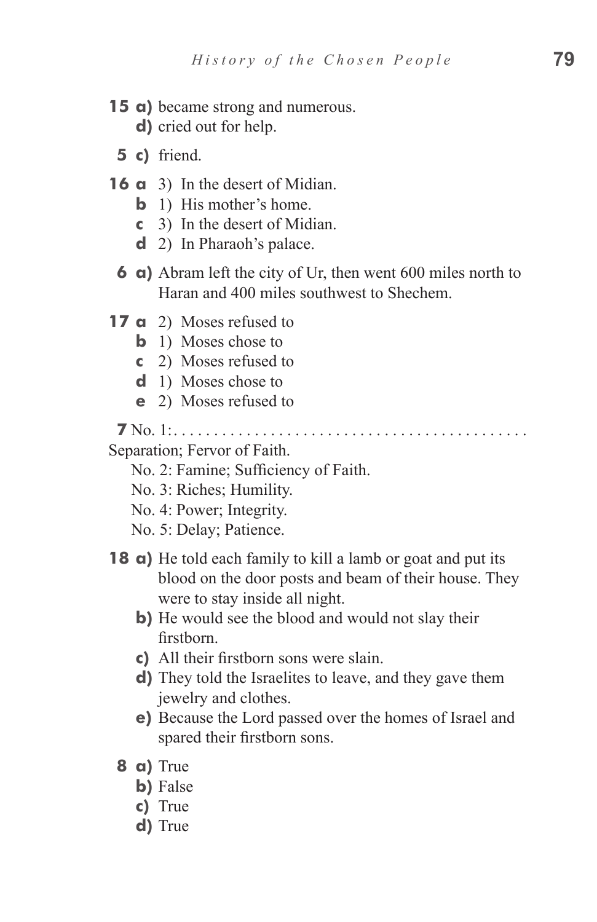**15 a)** became strong and numerous.
  **d)** cried out for help.

**5 c)** friend.

**16 a** 3) In the desert of Midian.
  **b** 1) His mother's home.
  **c** 3) In the desert of Midian.
  **d** 2) In Pharaoh's palace.

**6 a)** Abram left the city of Ur, then went 600 miles north to Haran and 400 miles southwest to Shechem.

**17 a** 2) Moses refused to
  **b** 1) Moses chose to
  **c** 2) Moses refused to
  **d** 1) Moses chose to
  **e** 2) Moses refused to

**7** No. 1:. . . . . . . . . . . . . . . . . . . . . . . . . . . . . . . . . . . . . . . . . . . . Separation; Fervor of Faith.
  No. 2: Famine; Sufficiency of Faith.
  No. 3: Riches; Humility.
  No. 4: Power; Integrity.
  No. 5: Delay; Patience.

**18 a)** He told each family to kill a lamb or goat and put its blood on the door posts and beam of their house. They were to stay inside all night.
  **b)** He would see the blood and would not slay their firstborn.
  **c)** All their firstborn sons were slain.
  **d)** They told the Israelites to leave, and they gave them jewelry and clothes.
  **e)** Because the Lord passed over the homes of Israel and spared their firstborn sons.

**8 a)** True
  **b)** False
  **c)** True
  **d)** True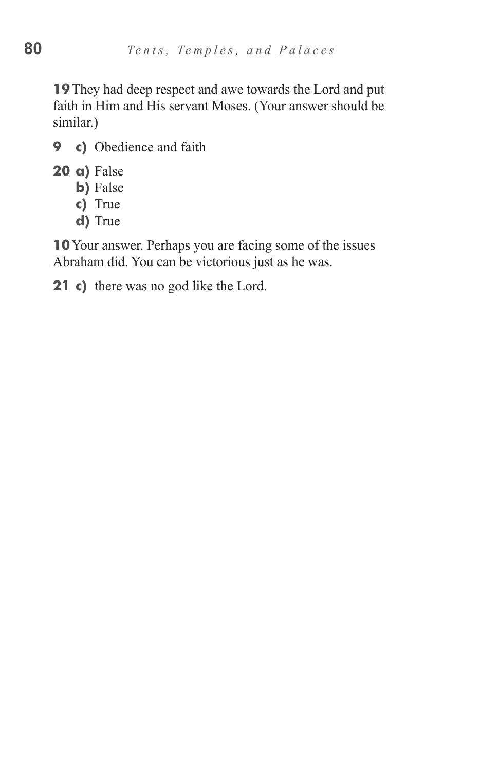**19** They had deep respect and awe towards the Lord and put faith in Him and His servant Moses. (Your answer should be similar.)

**9** **c)** Obedience and faith

**20** **a)** False
**b)** False
**c)** True
**d)** True

**10** Your answer. Perhaps you are facing some of the issues Abraham did. You can be victorious just as he was.

**21** **c)** there was no god like the Lord.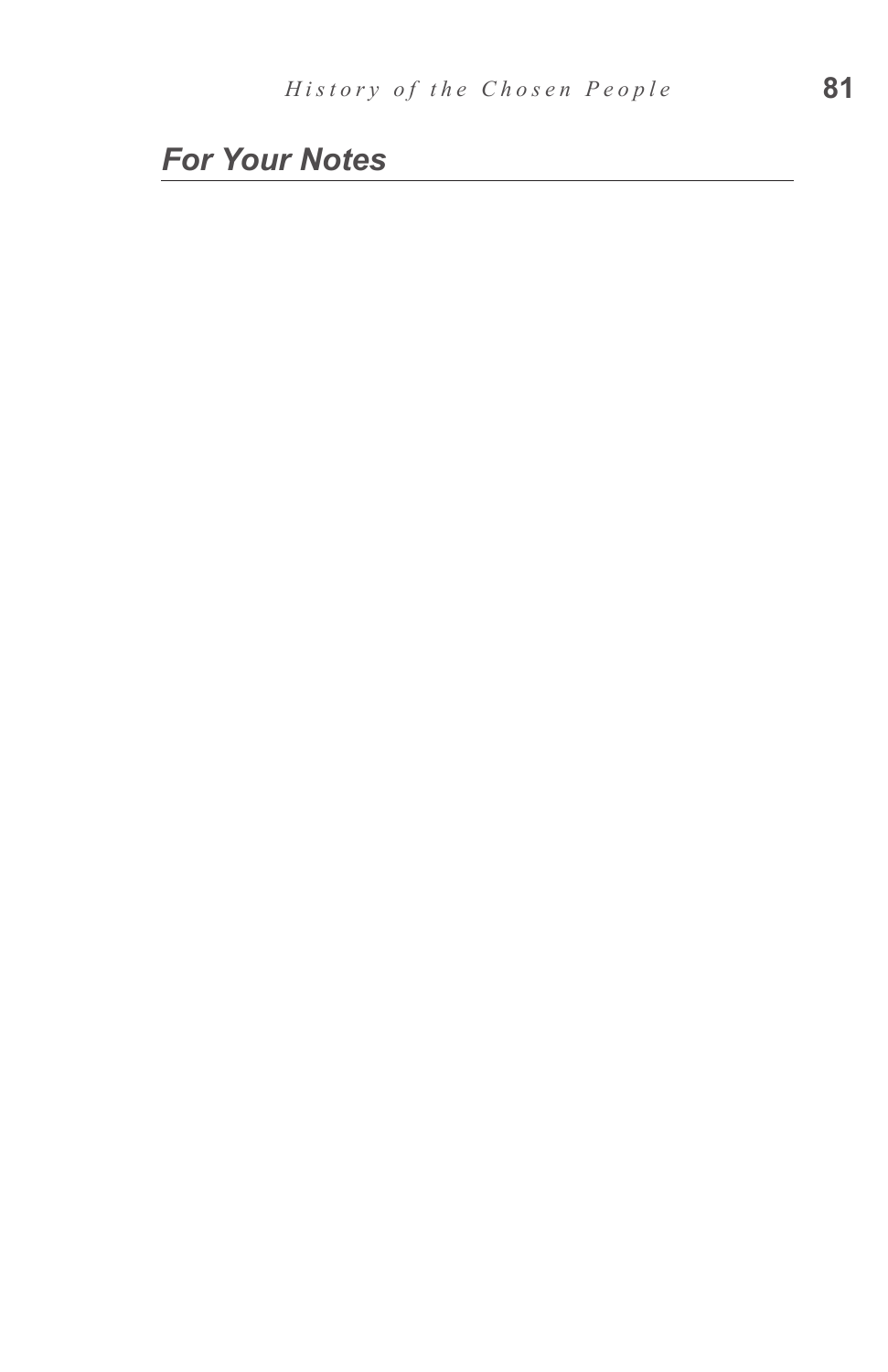## *For Your Notes*